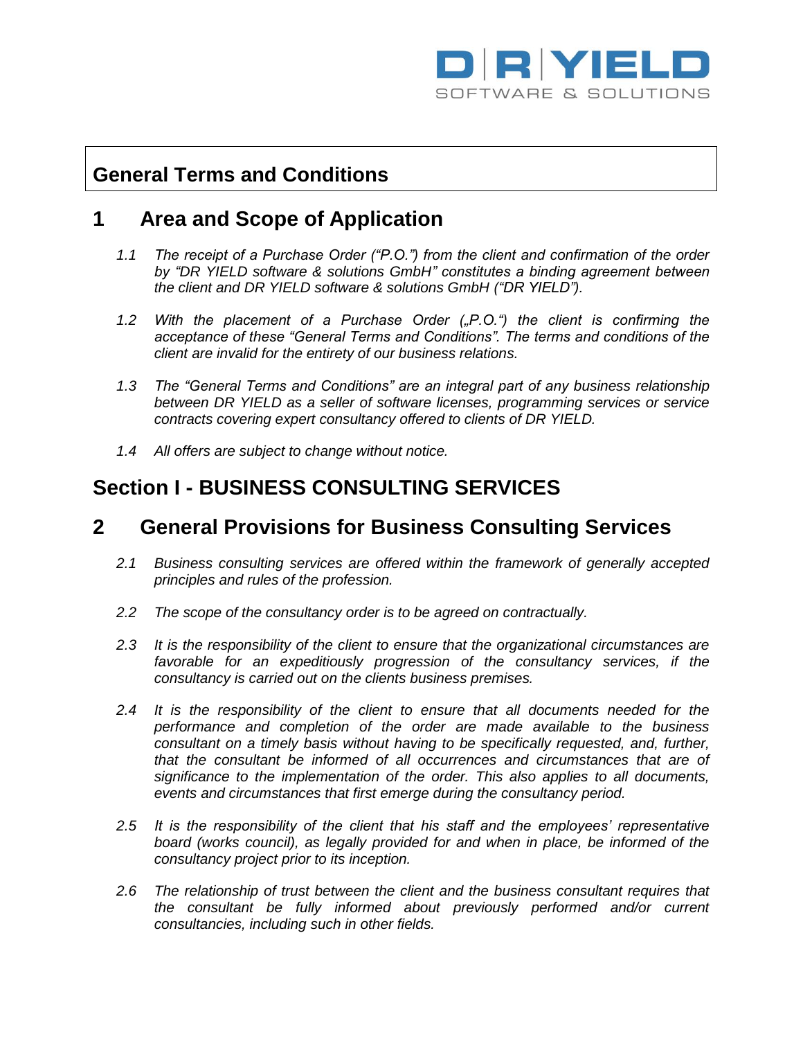# General Terms and Conditions

## 1 Area and Scope of Application

*1.1 The receipt of a Purchase Order ("P.O.") from the client and confirmation of the order by "DR YIELD software & solutions GmbH" constitutes a binding agreement between the client and DR YIELD software & solutions GmbH ("DR YIELD").*

*1.2 With the placement of a Purchase Order („P.O.") the client is confirming the acceptance of these "General Terms and Conditions". The terms and conditions of the client are invalid for the entirety of our business relations.*

*1.3 The "General Terms and Conditions" are an integral part of any business relationship between DR YIELD as a seller of software licenses, programming services or service contracts covering expert consultancy offered to clients of DR YIELD.*

*1.4 All offers are subject to change without notice.*

# Section I - BUSINESS CONSULTING SERVICES

## 2 General Provisions for Business Consulting Services

*2.1 Business consulting services are offered within the framework of generally accepted principles and rules of the profession.*

*2.2 The scope of the consultancy order is to be agreed on contractually.*

*2.3 It is the responsibility of the client to ensure that the organizational circumstances are favorable for an expeditiously progression of the consultancy services, if the consultancy is carried out on the clients business premises.*

*2.4 It is the responsibility of the client to ensure that all documents needed for the performance and completion of the order are made available to the business consultant on a timely basis without having to be specifically requested, and, further, that the consultant be informed of all occurrences and circumstances that are of significance to the implementation of the order. This also applies to all documents, events and circumstances that first emerge during the consultancy period.*

*2.5 It is the responsibility of the client that his staff and the employees' representative board (works council), as legally provided for and when in place, be informed of the consultancy project prior to its inception.*

*2.6 The relationship of trust between the client and the business consultant requires that the consultant be fully informed about previously performed and/or current consultancies, including such in other fields.*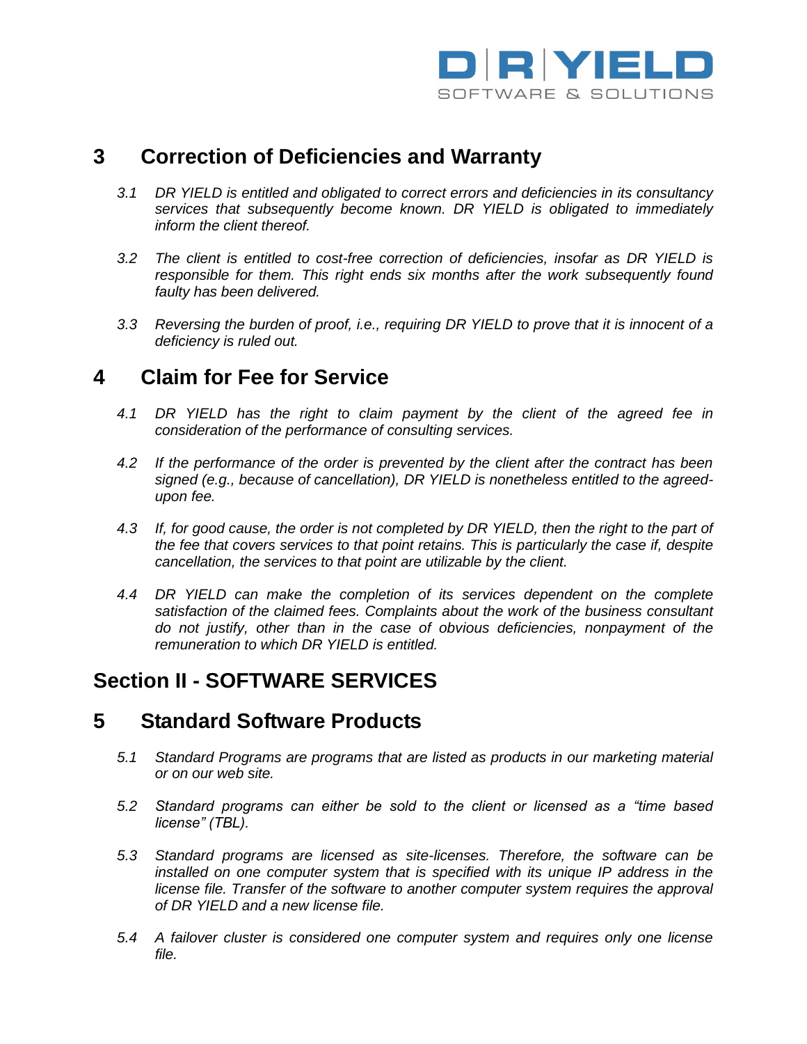## 3 Correction of Deficiencies and Warranty

*3.1 DR YIELD is entitled and obligated to correct errors and deficiencies in its consultancy services that subsequently become known. DR YIELD is obligated to immediately inform the client thereof.*

*3.2 The client is entitled to cost-free correction of deficiencies, insofar as DR YIELD is responsible for them. This right ends six months after the work subsequently found faulty has been delivered.*

*3.3 Reversing the burden of proof, i.e., requiring DR YIELD to prove that it is innocent of a deficiency is ruled out.*

## 4 Claim for Fee for Service

*4.1 DR YIELD has the right to claim payment by the client of the agreed fee in consideration of the performance of consulting services.*

*4.2 If the performance of the order is prevented by the client after the contract has been signed (e.g., because of cancellation), DR YIELD is nonetheless entitled to the agreed-upon fee.*

*4.3 If, for good cause, the order is not completed by DR YIELD, then the right to the part of the fee that covers services to that point retains. This is particularly the case if, despite cancellation, the services to that point are utilizable by the client.*

*4.4 DR YIELD can make the completion of its services dependent on the complete satisfaction of the claimed fees. Complaints about the work of the business consultant do not justify, other than in the case of obvious deficiencies, nonpayment of the remuneration to which DR YIELD is entitled.*

# Section II - SOFTWARE SERVICES

## 5 Standard Software Products

*5.1 Standard Programs are programs that are listed as products in our marketing material or on our web site.*

*5.2 Standard programs can either be sold to the client or licensed as a "time based license" (TBL).*

*5.3 Standard programs are licensed as site-licenses. Therefore, the software can be installed on one computer system that is specified with its unique IP address in the license file. Transfer of the software to another computer system requires the approval of DR YIELD and a new license file.*

*5.4 A failover cluster is considered one computer system and requires only one license file.*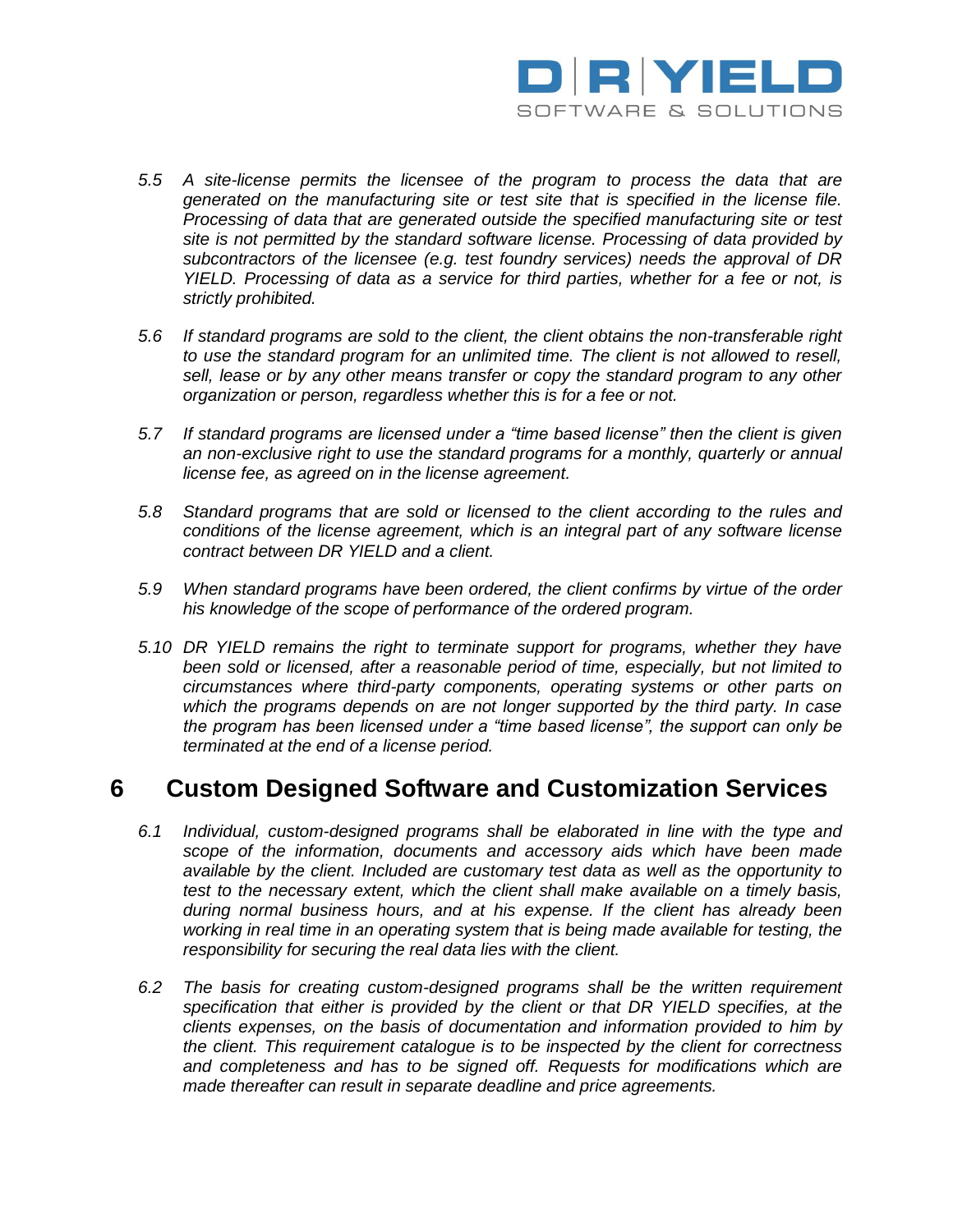*5.5 A site-license permits the licensee of the program to process the data that are generated on the manufacturing site or test site that is specified in the license file. Processing of data that are generated outside the specified manufacturing site or test site is not permitted by the standard software license. Processing of data provided by subcontractors of the licensee (e.g. test foundry services) needs the approval of DR YIELD. Processing of data as a service for third parties, whether for a fee or not, is strictly prohibited.*

*5.6 If standard programs are sold to the client, the client obtains the non-transferable right to use the standard program for an unlimited time. The client is not allowed to resell, sell, lease or by any other means transfer or copy the standard program to any other organization or person, regardless whether this is for a fee or not.*

*5.7 If standard programs are licensed under a "time based license" then the client is given an non-exclusive right to use the standard programs for a monthly, quarterly or annual license fee, as agreed on in the license agreement.*

*5.8 Standard programs that are sold or licensed to the client according to the rules and conditions of the license agreement, which is an integral part of any software license contract between DR YIELD and a client.*

*5.9 When standard programs have been ordered, the client confirms by virtue of the order his knowledge of the scope of performance of the ordered program.*

*5.10 DR YIELD remains the right to terminate support for programs, whether they have been sold or licensed, after a reasonable period of time, especially, but not limited to circumstances where third-party components, operating systems or other parts on which the programs depends on are not longer supported by the third party. In case the program has been licensed under a "time based license", the support can only be terminated at the end of a license period.*

# 6 Custom Designed Software and Customization Services

*6.1 Individual, custom-designed programs shall be elaborated in line with the type and scope of the information, documents and accessory aids which have been made available by the client. Included are customary test data as well as the opportunity to test to the necessary extent, which the client shall make available on a timely basis, during normal business hours, and at his expense. If the client has already been working in real time in an operating system that is being made available for testing, the responsibility for securing the real data lies with the client.*

*6.2 The basis for creating custom-designed programs shall be the written requirement specification that either is provided by the client or that DR YIELD specifies, at the clients expenses, on the basis of documentation and information provided to him by the client. This requirement catalogue is to be inspected by the client for correctness and completeness and has to be signed off. Requests for modifications which are made thereafter can result in separate deadline and price agreements.*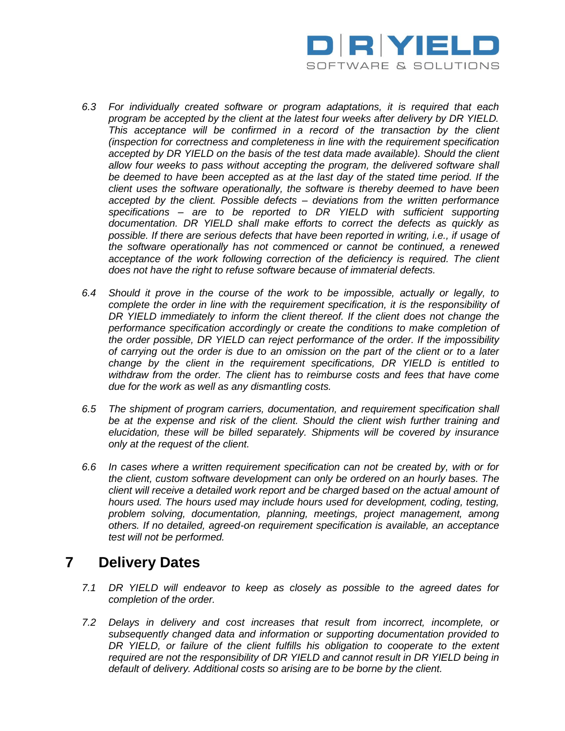*6.3 For individually created software or program adaptations, it is required that each program be accepted by the client at the latest four weeks after delivery by DR YIELD. This acceptance will be confirmed in a record of the transaction by the client (inspection for correctness and completeness in line with the requirement specification accepted by DR YIELD on the basis of the test data made available). Should the client allow four weeks to pass without accepting the program, the delivered software shall be deemed to have been accepted as at the last day of the stated time period. If the client uses the software operationally, the software is thereby deemed to have been accepted by the client. Possible defects – deviations from the written performance specifications – are to be reported to DR YIELD with sufficient supporting documentation. DR YIELD shall make efforts to correct the defects as quickly as possible. If there are serious defects that have been reported in writing, i.e., if usage of the software operationally has not commenced or cannot be continued, a renewed acceptance of the work following correction of the deficiency is required. The client does not have the right to refuse software because of immaterial defects.*

*6.4 Should it prove in the course of the work to be impossible, actually or legally, to complete the order in line with the requirement specification, it is the responsibility of DR YIELD immediately to inform the client thereof. If the client does not change the performance specification accordingly or create the conditions to make completion of the order possible, DR YIELD can reject performance of the order. If the impossibility of carrying out the order is due to an omission on the part of the client or to a later change by the client in the requirement specifications, DR YIELD is entitled to withdraw from the order. The client has to reimburse costs and fees that have come due for the work as well as any dismantling costs.*

*6.5 The shipment of program carriers, documentation, and requirement specification shall be at the expense and risk of the client. Should the client wish further training and elucidation, these will be billed separately. Shipments will be covered by insurance only at the request of the client.*

*6.6 In cases where a written requirement specification can not be created by, with or for the client, custom software development can only be ordered on an hourly bases. The client will receive a detailed work report and be charged based on the actual amount of hours used. The hours used may include hours used for development, coding, testing, problem solving, documentation, planning, meetings, project management, among others. If no detailed, agreed-on requirement specification is available, an acceptance test will not be performed.*

# 7 Delivery Dates

*7.1 DR YIELD will endeavor to keep as closely as possible to the agreed dates for completion of the order.*

*7.2 Delays in delivery and cost increases that result from incorrect, incomplete, or subsequently changed data and information or supporting documentation provided to DR YIELD, or failure of the client fulfills his obligation to cooperate to the extent required are not the responsibility of DR YIELD and cannot result in DR YIELD being in default of delivery. Additional costs so arising are to be borne by the client.*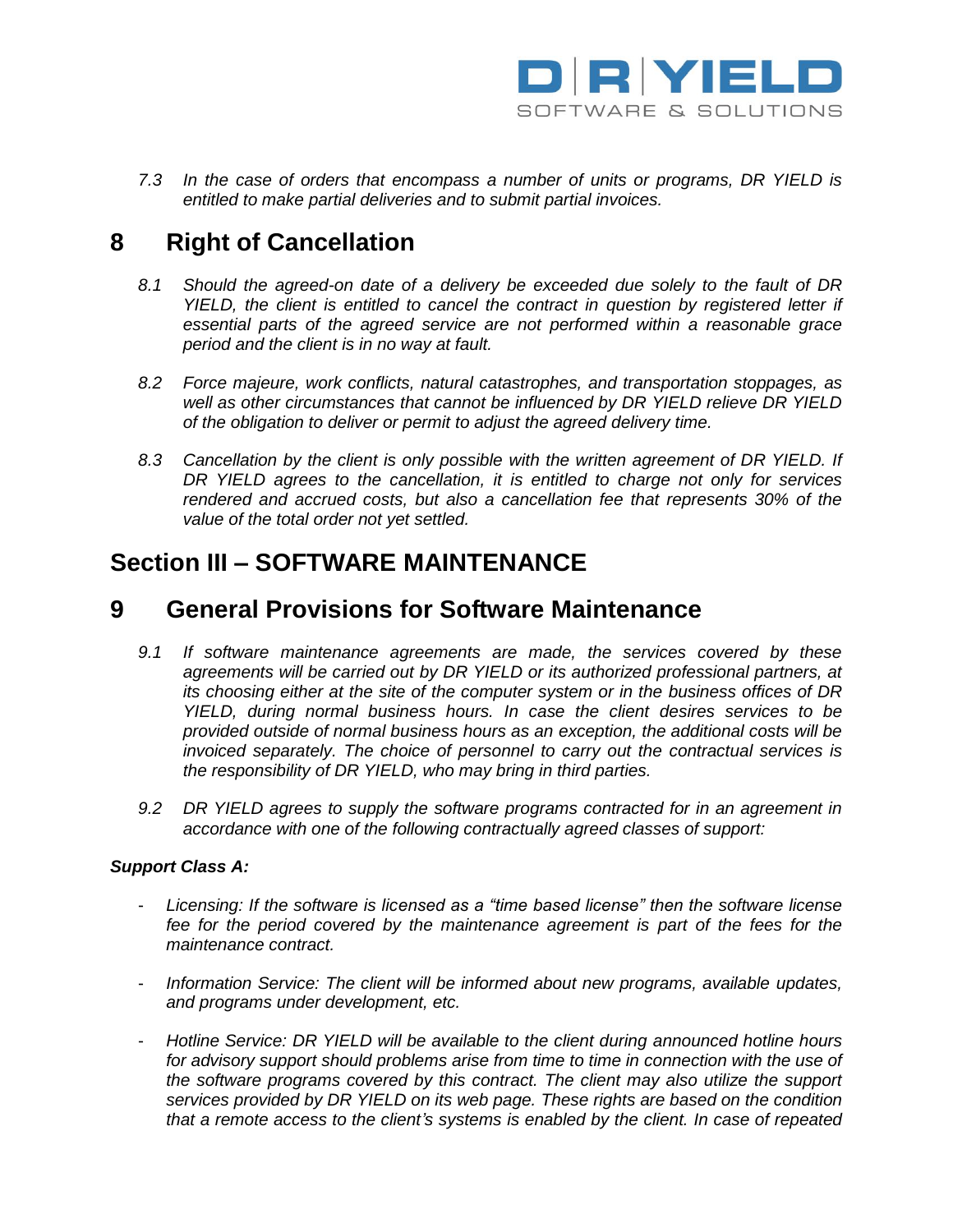*7.3 In the case of orders that encompass a number of units or programs, DR YIELD is entitled to make partial deliveries and to submit partial invoices.*

## 8 Right of Cancellation

*8.1 Should the agreed-on date of a delivery be exceeded due solely to the fault of DR YIELD, the client is entitled to cancel the contract in question by registered letter if essential parts of the agreed service are not performed within a reasonable grace period and the client is in no way at fault.*

*8.2 Force majeure, work conflicts, natural catastrophes, and transportation stoppages, as well as other circumstances that cannot be influenced by DR YIELD relieve DR YIELD of the obligation to deliver or permit to adjust the agreed delivery time.*

*8.3 Cancellation by the client is only possible with the written agreement of DR YIELD. If DR YIELD agrees to the cancellation, it is entitled to charge not only for services rendered and accrued costs, but also a cancellation fee that represents 30% of the value of the total order not yet settled.*

# Section III – SOFTWARE MAINTENANCE

## 9 General Provisions for Software Maintenance

*9.1 If software maintenance agreements are made, the services covered by these agreements will be carried out by DR YIELD or its authorized professional partners, at its choosing either at the site of the computer system or in the business offices of DR YIELD, during normal business hours. In case the client desires services to be provided outside of normal business hours as an exception, the additional costs will be invoiced separately. The choice of personnel to carry out the contractual services is the responsibility of DR YIELD, who may bring in third parties.*

*9.2 DR YIELD agrees to supply the software programs contracted for in an agreement in accordance with one of the following contractually agreed classes of support:*

***Support Class A:***

- *Licensing: If the software is licensed as a “time based license” then the software license fee for the period covered by the maintenance agreement is part of the fees for the maintenance contract.*
- *Information Service: The client will be informed about new programs, available updates, and programs under development, etc.*
- *Hotline Service: DR YIELD will be available to the client during announced hotline hours for advisory support should problems arise from time to time in connection with the use of the software programs covered by this contract. The client may also utilize the support services provided by DR YIELD on its web page. These rights are based on the condition that a remote access to the client’s systems is enabled by the client. In case of repeated*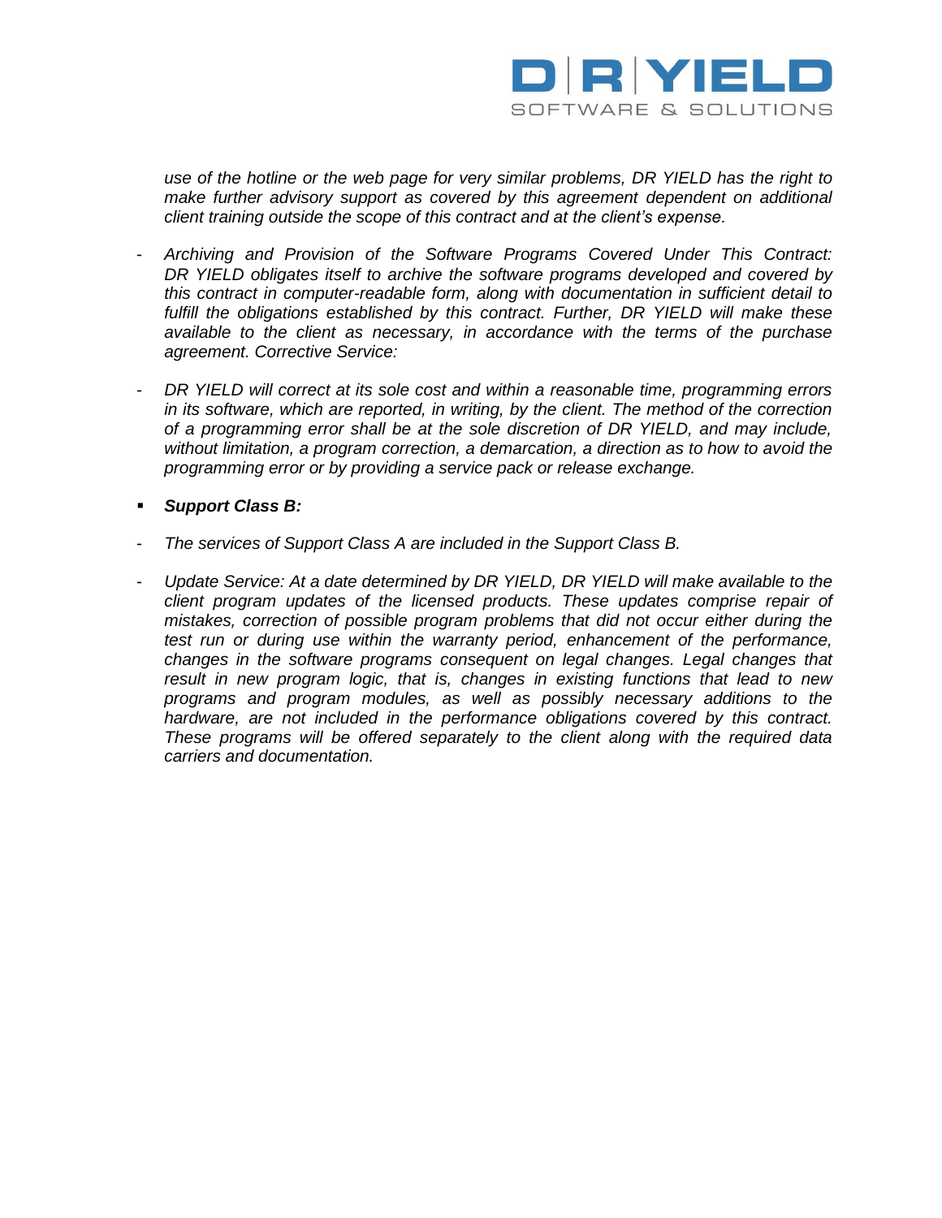*use of the hotline or the web page for very similar problems, DR YIELD has the right to make further advisory support as covered by this agreement dependent on additional client training outside the scope of this contract and at the client's expense.*

- *Archiving and Provision of the Software Programs Covered Under This Contract: DR YIELD obligates itself to archive the software programs developed and covered by this contract in computer-readable form, along with documentation in sufficient detail to fulfill the obligations established by this contract. Further, DR YIELD will make these available to the client as necessary, in accordance with the terms of the purchase agreement. Corrective Service:*

- *DR YIELD will correct at its sole cost and within a reasonable time, programming errors in its software, which are reported, in writing, by the client. The method of the correction of a programming error shall be at the sole discretion of DR YIELD, and may include, without limitation, a program correction, a demarcation, a direction as to how to avoid the programming error or by providing a service pack or release exchange.*

- ***Support Class B:***

- *The services of Support Class A are included in the Support Class B.*

- *Update Service: At a date determined by DR YIELD, DR YIELD will make available to the client program updates of the licensed products. These updates comprise repair of mistakes, correction of possible program problems that did not occur either during the test run or during use within the warranty period, enhancement of the performance, changes in the software programs consequent on legal changes. Legal changes that result in new program logic, that is, changes in existing functions that lead to new programs and program modules, as well as possibly necessary additions to the hardware, are not included in the performance obligations covered by this contract. These programs will be offered separately to the client along with the required data carriers and documentation.*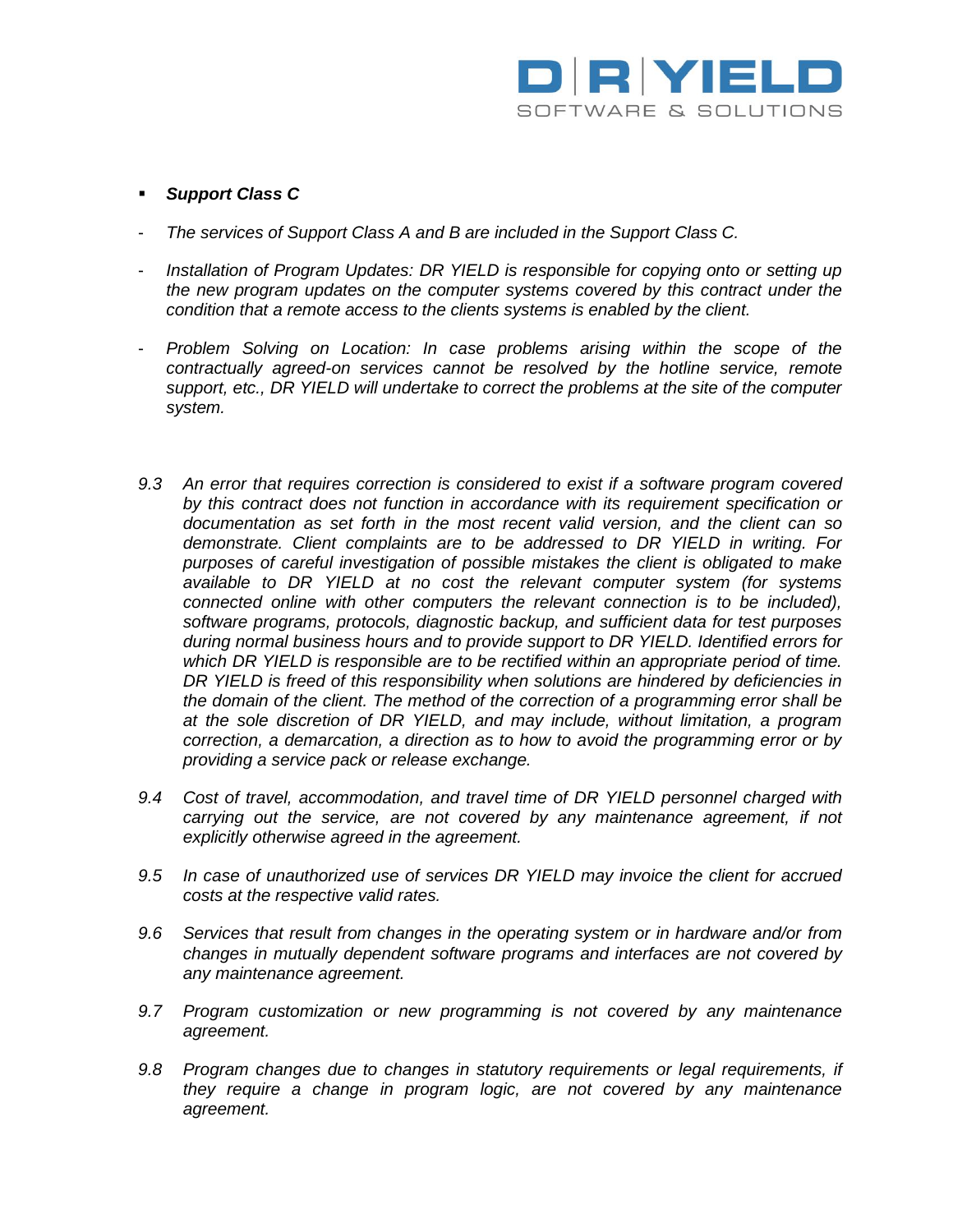- ***Support Class C***

- *The services of Support Class A and B are included in the Support Class C.*

- *Installation of Program Updates: DR YIELD is responsible for copying onto or setting up the new program updates on the computer systems covered by this contract under the condition that a remote access to the clients systems is enabled by the client.*

- *Problem Solving on Location: In case problems arising within the scope of the contractually agreed-on services cannot be resolved by the hotline service, remote support, etc., DR YIELD will undertake to correct the problems at the site of the computer system.*

*9.3 An error that requires correction is considered to exist if a software program covered by this contract does not function in accordance with its requirement specification or documentation as set forth in the most recent valid version, and the client can so demonstrate. Client complaints are to be addressed to DR YIELD in writing. For purposes of careful investigation of possible mistakes the client is obligated to make available to DR YIELD at no cost the relevant computer system (for systems connected online with other computers the relevant connection is to be included), software programs, protocols, diagnostic backup, and sufficient data for test purposes during normal business hours and to provide support to DR YIELD. Identified errors for which DR YIELD is responsible are to be rectified within an appropriate period of time. DR YIELD is freed of this responsibility when solutions are hindered by deficiencies in the domain of the client. The method of the correction of a programming error shall be at the sole discretion of DR YIELD, and may include, without limitation, a program correction, a demarcation, a direction as to how to avoid the programming error or by providing a service pack or release exchange.*

*9.4 Cost of travel, accommodation, and travel time of DR YIELD personnel charged with carrying out the service, are not covered by any maintenance agreement, if not explicitly otherwise agreed in the agreement.*

*9.5 In case of unauthorized use of services DR YIELD may invoice the client for accrued costs at the respective valid rates.*

*9.6 Services that result from changes in the operating system or in hardware and/or from changes in mutually dependent software programs and interfaces are not covered by any maintenance agreement.*

*9.7 Program customization or new programming is not covered by any maintenance agreement.*

*9.8 Program changes due to changes in statutory requirements or legal requirements, if they require a change in program logic, are not covered by any maintenance agreement.*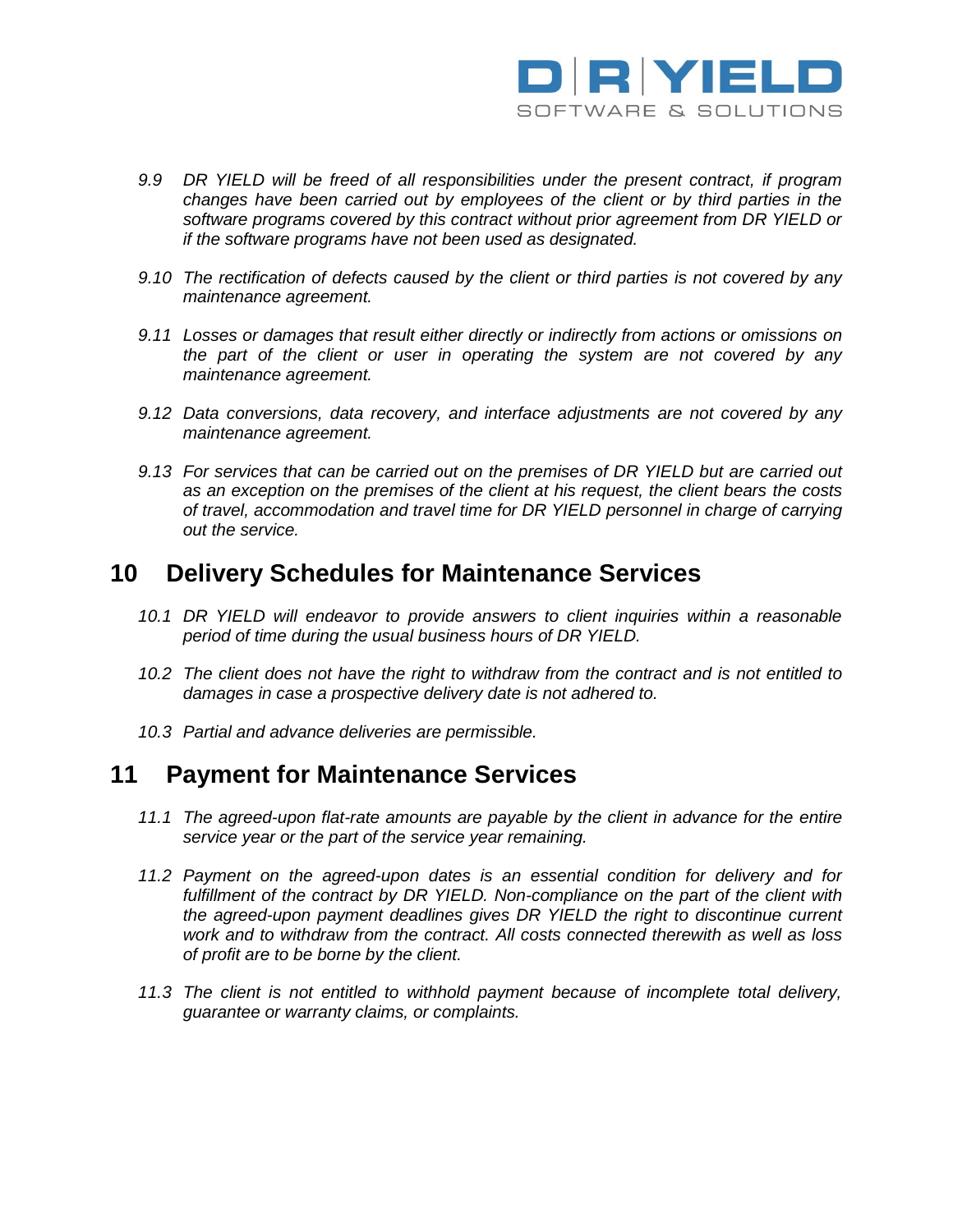*9.9 DR YIELD will be freed of all responsibilities under the present contract, if program changes have been carried out by employees of the client or by third parties in the software programs covered by this contract without prior agreement from DR YIELD or if the software programs have not been used as designated.*

*9.10 The rectification of defects caused by the client or third parties is not covered by any maintenance agreement.*

*9.11 Losses or damages that result either directly or indirectly from actions or omissions on the part of the client or user in operating the system are not covered by any maintenance agreement.*

*9.12 Data conversions, data recovery, and interface adjustments are not covered by any maintenance agreement.*

*9.13 For services that can be carried out on the premises of DR YIELD but are carried out as an exception on the premises of the client at his request, the client bears the costs of travel, accommodation and travel time for DR YIELD personnel in charge of carrying out the service.*

## 10 Delivery Schedules for Maintenance Services

*10.1 DR YIELD will endeavor to provide answers to client inquiries within a reasonable period of time during the usual business hours of DR YIELD.*

*10.2 The client does not have the right to withdraw from the contract and is not entitled to damages in case a prospective delivery date is not adhered to.*

*10.3 Partial and advance deliveries are permissible.*

## 11 Payment for Maintenance Services

*11.1 The agreed-upon flat-rate amounts are payable by the client in advance for the entire service year or the part of the service year remaining.*

*11.2 Payment on the agreed-upon dates is an essential condition for delivery and for fulfillment of the contract by DR YIELD. Non-compliance on the part of the client with the agreed-upon payment deadlines gives DR YIELD the right to discontinue current work and to withdraw from the contract. All costs connected therewith as well as loss of profit are to be borne by the client.*

*11.3 The client is not entitled to withhold payment because of incomplete total delivery, guarantee or warranty claims, or complaints.*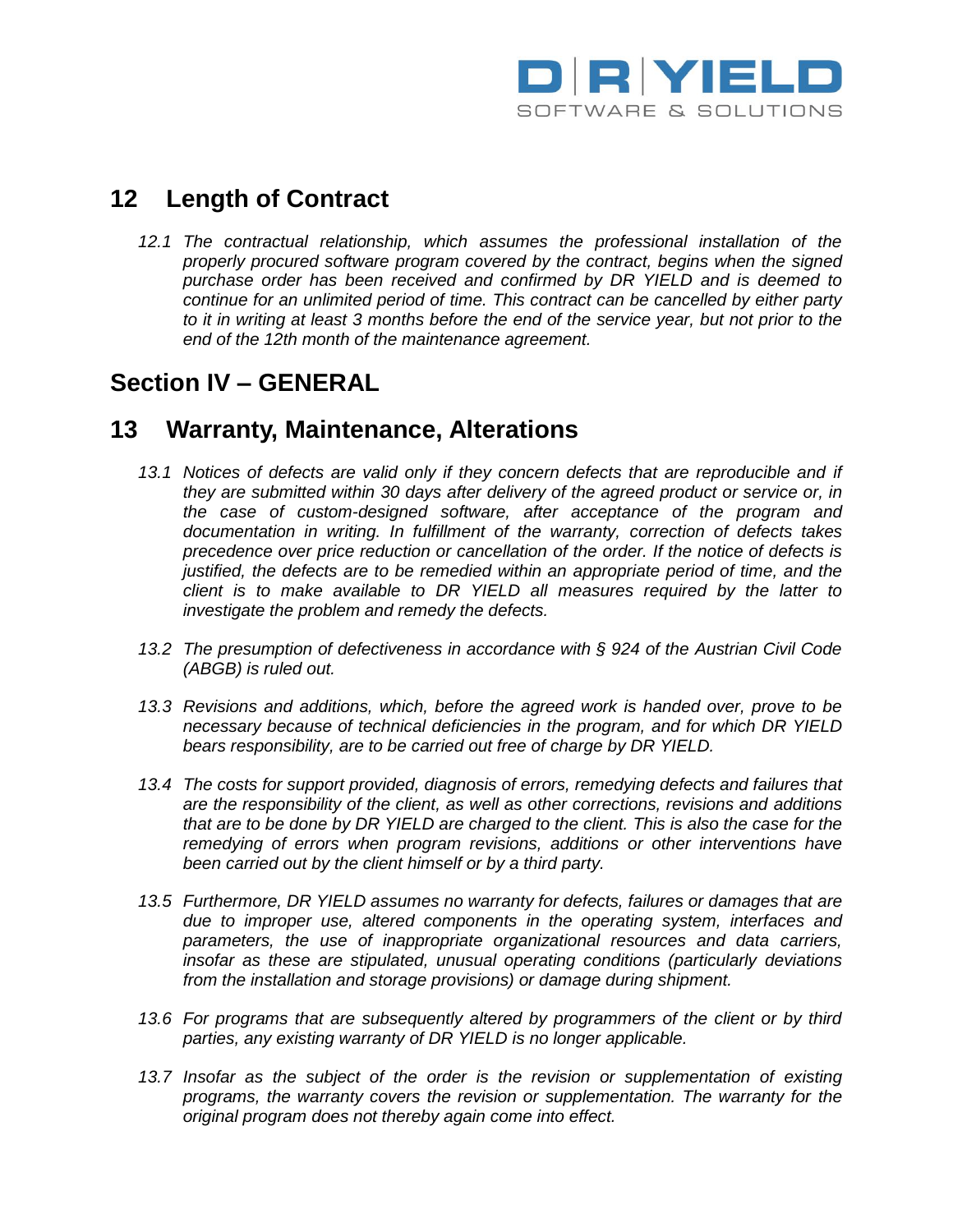## 12 Length of Contract

*12.1 The contractual relationship, which assumes the professional installation of the properly procured software program covered by the contract, begins when the signed purchase order has been received and confirmed by DR YIELD and is deemed to continue for an unlimited period of time. This contract can be cancelled by either party to it in writing at least 3 months before the end of the service year, but not prior to the end of the 12th month of the maintenance agreement.*

# Section IV – GENERAL

## 13 Warranty, Maintenance, Alterations

*13.1 Notices of defects are valid only if they concern defects that are reproducible and if they are submitted within 30 days after delivery of the agreed product or service or, in the case of custom-designed software, after acceptance of the program and documentation in writing. In fulfillment of the warranty, correction of defects takes precedence over price reduction or cancellation of the order. If the notice of defects is justified, the defects are to be remedied within an appropriate period of time, and the client is to make available to DR YIELD all measures required by the latter to investigate the problem and remedy the defects.*

*13.2 The presumption of defectiveness in accordance with § 924 of the Austrian Civil Code (ABGB) is ruled out.*

*13.3 Revisions and additions, which, before the agreed work is handed over, prove to be necessary because of technical deficiencies in the program, and for which DR YIELD bears responsibility, are to be carried out free of charge by DR YIELD.*

*13.4 The costs for support provided, diagnosis of errors, remedying defects and failures that are the responsibility of the client, as well as other corrections, revisions and additions that are to be done by DR YIELD are charged to the client. This is also the case for the remedying of errors when program revisions, additions or other interventions have been carried out by the client himself or by a third party.*

*13.5 Furthermore, DR YIELD assumes no warranty for defects, failures or damages that are due to improper use, altered components in the operating system, interfaces and parameters, the use of inappropriate organizational resources and data carriers, insofar as these are stipulated, unusual operating conditions (particularly deviations from the installation and storage provisions) or damage during shipment.*

*13.6 For programs that are subsequently altered by programmers of the client or by third parties, any existing warranty of DR YIELD is no longer applicable.*

*13.7 Insofar as the subject of the order is the revision or supplementation of existing programs, the warranty covers the revision or supplementation. The warranty for the original program does not thereby again come into effect.*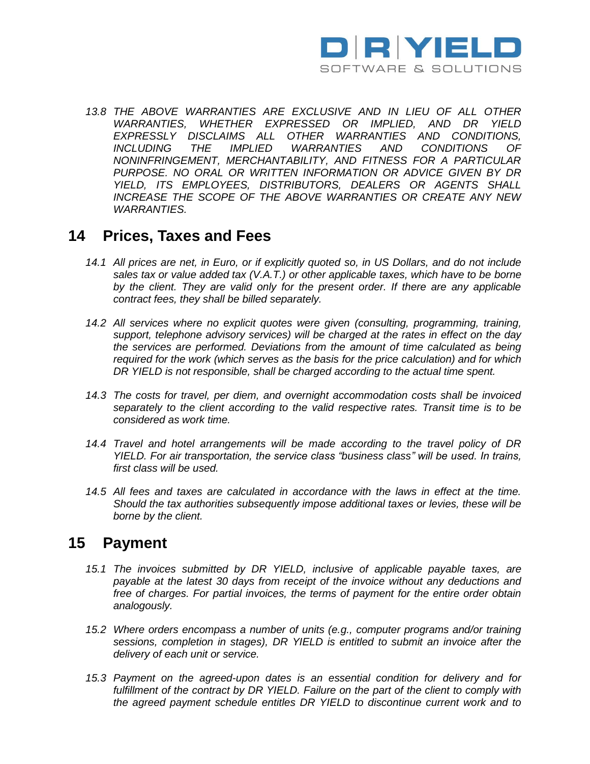*13.8 THE ABOVE WARRANTIES ARE EXCLUSIVE AND IN LIEU OF ALL OTHER WARRANTIES, WHETHER EXPRESSED OR IMPLIED, AND DR YIELD EXPRESSLY DISCLAIMS ALL OTHER WARRANTIES AND CONDITIONS, INCLUDING THE IMPLIED WARRANTIES AND CONDITIONS OF NONINFRINGEMENT, MERCHANTABILITY, AND FITNESS FOR A PARTICULAR PURPOSE. NO ORAL OR WRITTEN INFORMATION OR ADVICE GIVEN BY DR YIELD, ITS EMPLOYEES, DISTRIBUTORS, DEALERS OR AGENTS SHALL INCREASE THE SCOPE OF THE ABOVE WARRANTIES OR CREATE ANY NEW WARRANTIES.*

## 14 Prices, Taxes and Fees

*14.1 All prices are net, in Euro, or if explicitly quoted so, in US Dollars, and do not include sales tax or value added tax (V.A.T.) or other applicable taxes, which have to be borne by the client. They are valid only for the present order. If there are any applicable contract fees, they shall be billed separately.*

*14.2 All services where no explicit quotes were given (consulting, programming, training, support, telephone advisory services) will be charged at the rates in effect on the day the services are performed. Deviations from the amount of time calculated as being required for the work (which serves as the basis for the price calculation) and for which DR YIELD is not responsible, shall be charged according to the actual time spent.*

*14.3 The costs for travel, per diem, and overnight accommodation costs shall be invoiced separately to the client according to the valid respective rates. Transit time is to be considered as work time.*

*14.4 Travel and hotel arrangements will be made according to the travel policy of DR YIELD. For air transportation, the service class "business class" will be used. In trains, first class will be used.*

*14.5 All fees and taxes are calculated in accordance with the laws in effect at the time. Should the tax authorities subsequently impose additional taxes or levies, these will be borne by the client.*

## 15 Payment

*15.1 The invoices submitted by DR YIELD, inclusive of applicable payable taxes, are payable at the latest 30 days from receipt of the invoice without any deductions and free of charges. For partial invoices, the terms of payment for the entire order obtain analogously.*

*15.2 Where orders encompass a number of units (e.g., computer programs and/or training sessions, completion in stages), DR YIELD is entitled to submit an invoice after the delivery of each unit or service.*

*15.3 Payment on the agreed-upon dates is an essential condition for delivery and for fulfillment of the contract by DR YIELD. Failure on the part of the client to comply with the agreed payment schedule entitles DR YIELD to discontinue current work and to*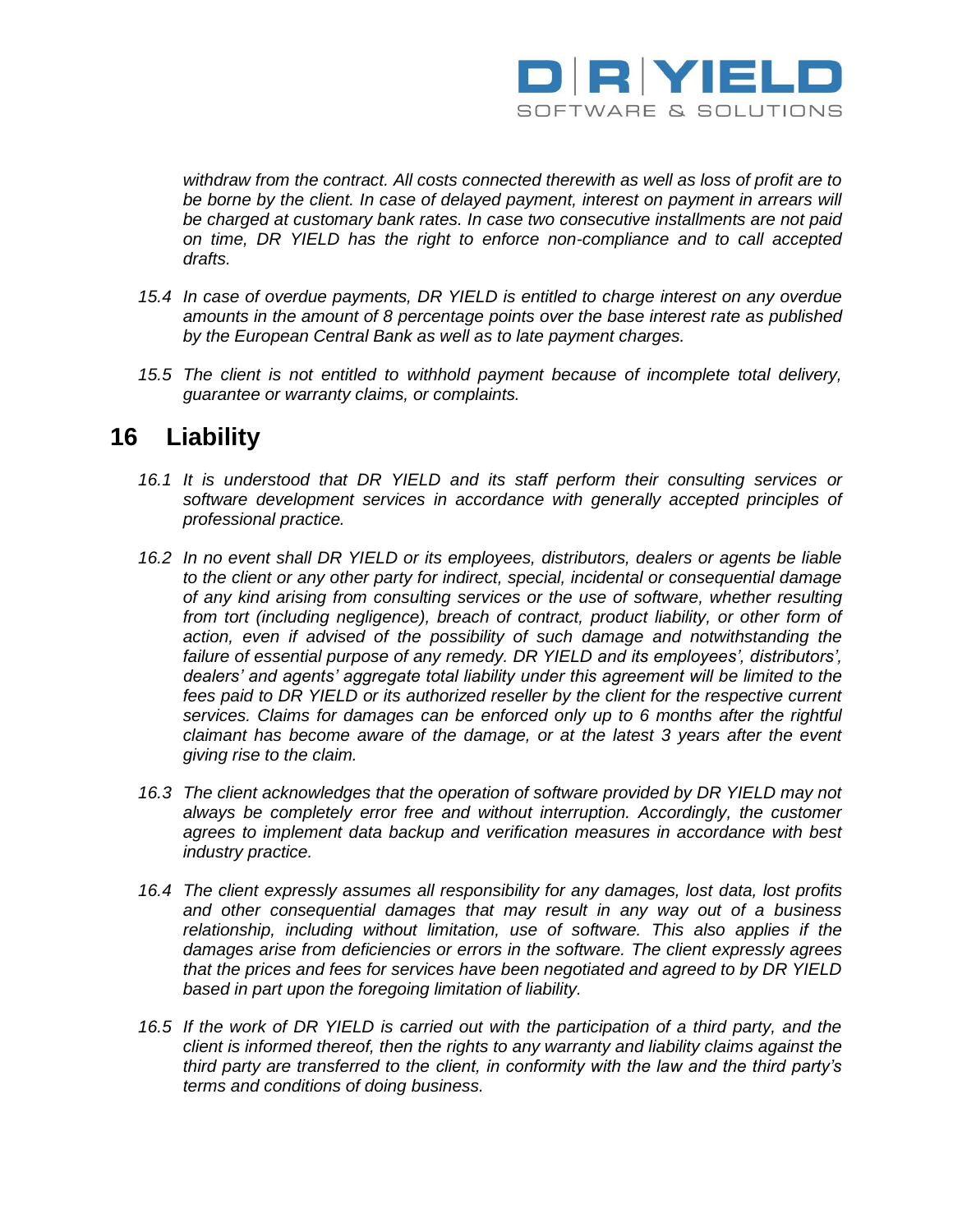*withdraw from the contract. All costs connected therewith as well as loss of profit are to be borne by the client. In case of delayed payment, interest on payment in arrears will be charged at customary bank rates. In case two consecutive installments are not paid on time, DR YIELD has the right to enforce non-compliance and to call accepted drafts.*

*15.4 In case of overdue payments, DR YIELD is entitled to charge interest on any overdue amounts in the amount of 8 percentage points over the base interest rate as published by the European Central Bank as well as to late payment charges.*

*15.5 The client is not entitled to withhold payment because of incomplete total delivery, guarantee or warranty claims, or complaints.*

# 16 Liability

*16.1 It is understood that DR YIELD and its staff perform their consulting services or software development services in accordance with generally accepted principles of professional practice.*

*16.2 In no event shall DR YIELD or its employees, distributors, dealers or agents be liable to the client or any other party for indirect, special, incidental or consequential damage of any kind arising from consulting services or the use of software, whether resulting from tort (including negligence), breach of contract, product liability, or other form of action, even if advised of the possibility of such damage and notwithstanding the failure of essential purpose of any remedy. DR YIELD and its employees', distributors', dealers' and agents' aggregate total liability under this agreement will be limited to the fees paid to DR YIELD or its authorized reseller by the client for the respective current services. Claims for damages can be enforced only up to 6 months after the rightful claimant has become aware of the damage, or at the latest 3 years after the event giving rise to the claim.*

*16.3 The client acknowledges that the operation of software provided by DR YIELD may not always be completely error free and without interruption. Accordingly, the customer agrees to implement data backup and verification measures in accordance with best industry practice.*

*16.4 The client expressly assumes all responsibility for any damages, lost data, lost profits and other consequential damages that may result in any way out of a business relationship, including without limitation, use of software. This also applies if the damages arise from deficiencies or errors in the software. The client expressly agrees that the prices and fees for services have been negotiated and agreed to by DR YIELD based in part upon the foregoing limitation of liability.*

*16.5 If the work of DR YIELD is carried out with the participation of a third party, and the client is informed thereof, then the rights to any warranty and liability claims against the third party are transferred to the client, in conformity with the law and the third party's terms and conditions of doing business.*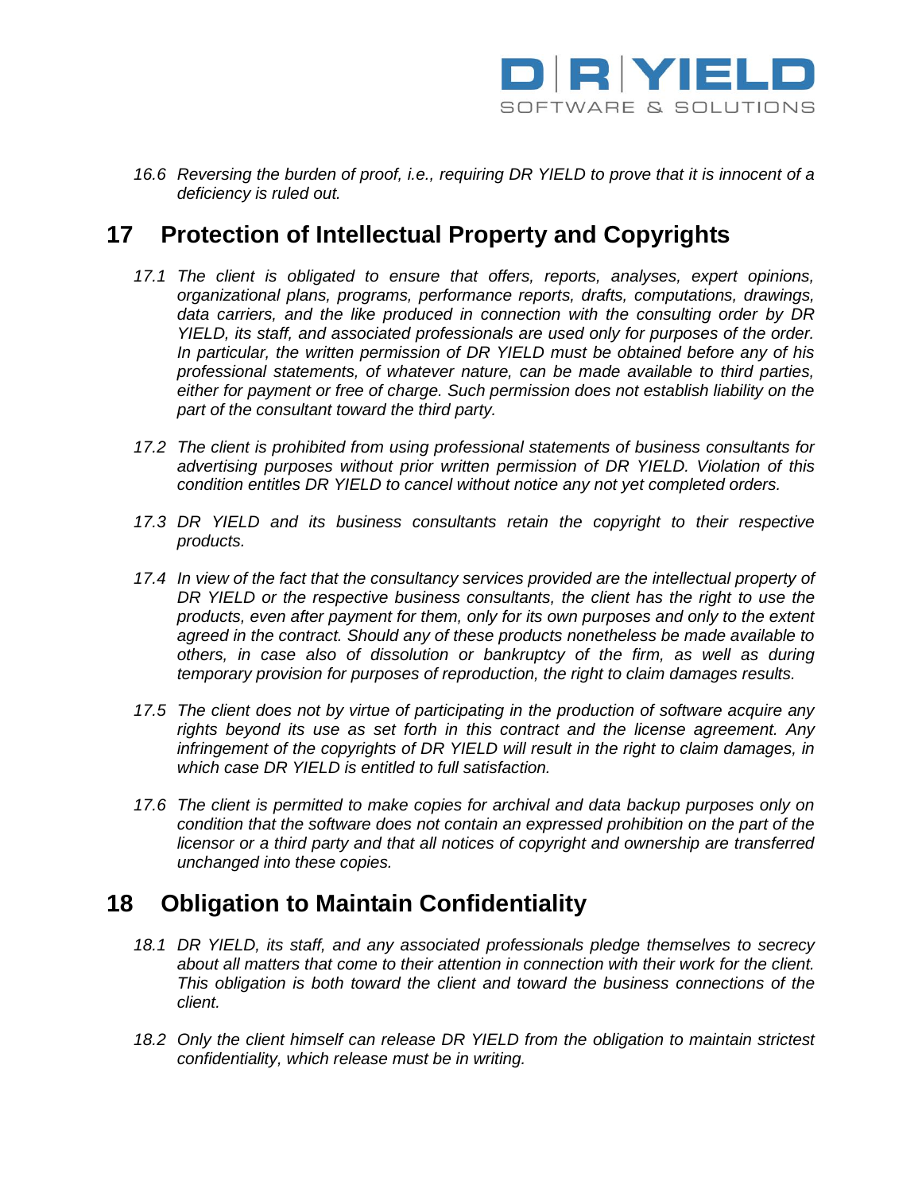*16.6 Reversing the burden of proof, i.e., requiring DR YIELD to prove that it is innocent of a deficiency is ruled out.*

## 17 Protection of Intellectual Property and Copyrights

*17.1 The client is obligated to ensure that offers, reports, analyses, expert opinions, organizational plans, programs, performance reports, drafts, computations, drawings, data carriers, and the like produced in connection with the consulting order by DR YIELD, its staff, and associated professionals are used only for purposes of the order. In particular, the written permission of DR YIELD must be obtained before any of his professional statements, of whatever nature, can be made available to third parties, either for payment or free of charge. Such permission does not establish liability on the part of the consultant toward the third party.*

*17.2 The client is prohibited from using professional statements of business consultants for advertising purposes without prior written permission of DR YIELD. Violation of this condition entitles DR YIELD to cancel without notice any not yet completed orders.*

*17.3 DR YIELD and its business consultants retain the copyright to their respective products.*

*17.4 In view of the fact that the consultancy services provided are the intellectual property of DR YIELD or the respective business consultants, the client has the right to use the products, even after payment for them, only for its own purposes and only to the extent agreed in the contract. Should any of these products nonetheless be made available to others, in case also of dissolution or bankruptcy of the firm, as well as during temporary provision for purposes of reproduction, the right to claim damages results.*

*17.5 The client does not by virtue of participating in the production of software acquire any rights beyond its use as set forth in this contract and the license agreement. Any infringement of the copyrights of DR YIELD will result in the right to claim damages, in which case DR YIELD is entitled to full satisfaction.*

*17.6 The client is permitted to make copies for archival and data backup purposes only on condition that the software does not contain an expressed prohibition on the part of the licensor or a third party and that all notices of copyright and ownership are transferred unchanged into these copies.*

## 18 Obligation to Maintain Confidentiality

*18.1 DR YIELD, its staff, and any associated professionals pledge themselves to secrecy about all matters that come to their attention in connection with their work for the client. This obligation is both toward the client and toward the business connections of the client.*

*18.2 Only the client himself can release DR YIELD from the obligation to maintain strictest confidentiality, which release must be in writing.*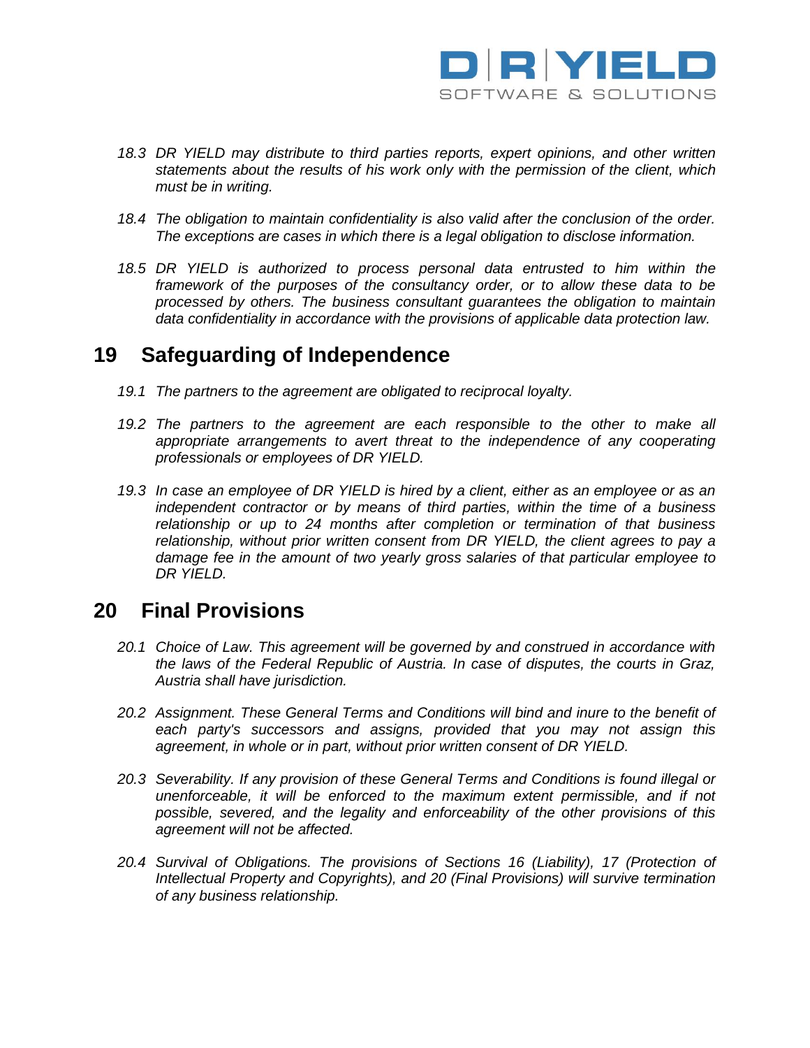*18.3 DR YIELD may distribute to third parties reports, expert opinions, and other written statements about the results of his work only with the permission of the client, which must be in writing.*

*18.4 The obligation to maintain confidentiality is also valid after the conclusion of the order. The exceptions are cases in which there is a legal obligation to disclose information.*

*18.5 DR YIELD is authorized to process personal data entrusted to him within the framework of the purposes of the consultancy order, or to allow these data to be processed by others. The business consultant guarantees the obligation to maintain data confidentiality in accordance with the provisions of applicable data protection law.*

## 19 Safeguarding of Independence

*19.1 The partners to the agreement are obligated to reciprocal loyalty.*

*19.2 The partners to the agreement are each responsible to the other to make all appropriate arrangements to avert threat to the independence of any cooperating professionals or employees of DR YIELD.*

*19.3 In case an employee of DR YIELD is hired by a client, either as an employee or as an independent contractor or by means of third parties, within the time of a business relationship or up to 24 months after completion or termination of that business relationship, without prior written consent from DR YIELD, the client agrees to pay a damage fee in the amount of two yearly gross salaries of that particular employee to DR YIELD.*

## 20 Final Provisions

*20.1 Choice of Law. This agreement will be governed by and construed in accordance with the laws of the Federal Republic of Austria. In case of disputes, the courts in Graz, Austria shall have jurisdiction.*

*20.2 Assignment. These General Terms and Conditions will bind and inure to the benefit of each party's successors and assigns, provided that you may not assign this agreement, in whole or in part, without prior written consent of DR YIELD.*

*20.3 Severability. If any provision of these General Terms and Conditions is found illegal or unenforceable, it will be enforced to the maximum extent permissible, and if not possible, severed, and the legality and enforceability of the other provisions of this agreement will not be affected.*

*20.4 Survival of Obligations. The provisions of Sections 16 (Liability), 17 (Protection of Intellectual Property and Copyrights), and 20 (Final Provisions) will survive termination of any business relationship.*